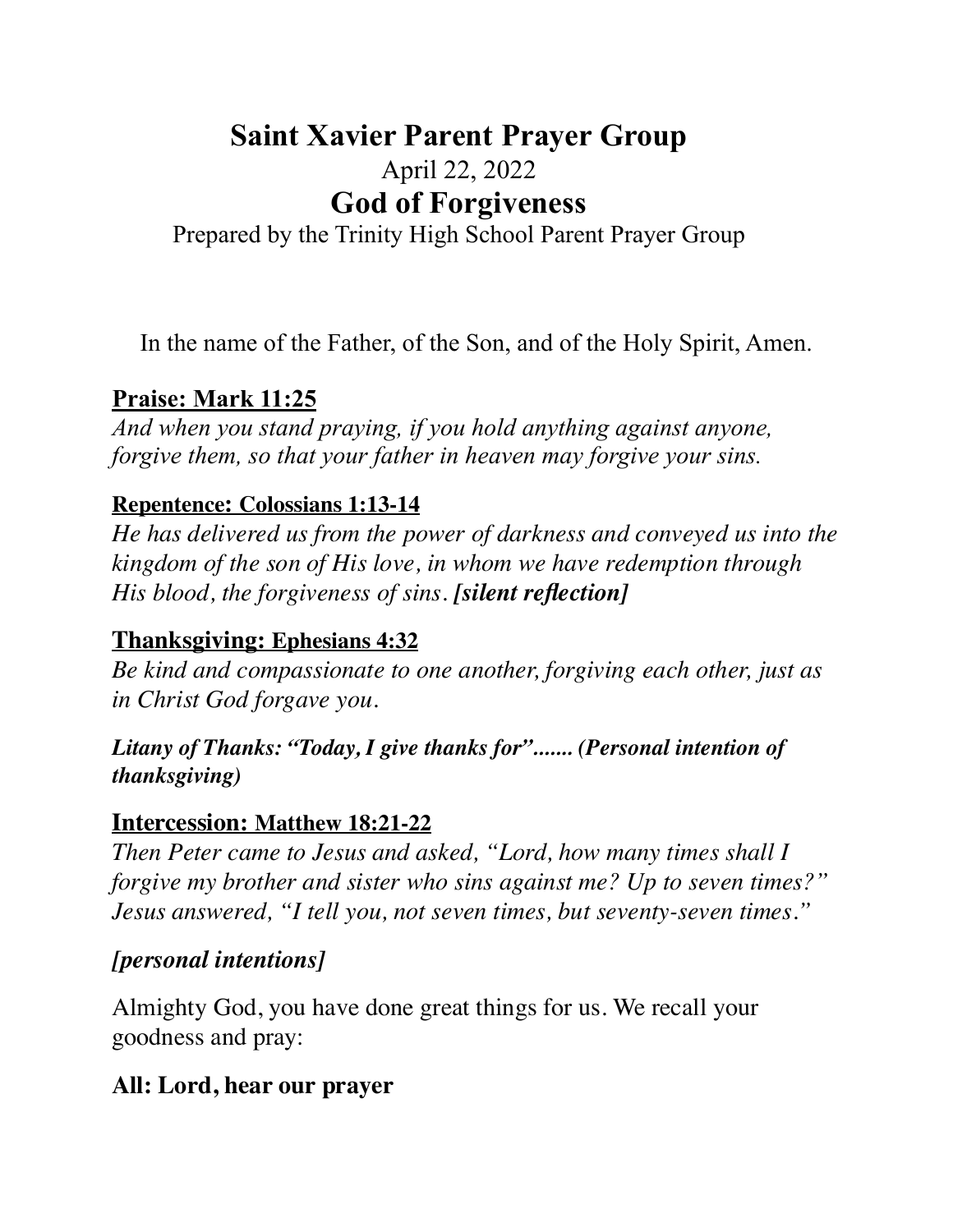# Saint Xavier Parent Prayer Group

April 22, 2022

## God of Forgiveness

Prepared by the Trinity High School Parent Prayer Group

In the name of the Father, of the Son, and of the Holy Spirit, Amen.

**Praise: Mark 11:25**

*And when you stand praying, if you hold anything against anyone, forgive them, so that your father in heaven may forgive your sins.*

**Repentence: Colossians 1:13-14**

*He has delivered us from the power of darkness and conveyed us into the kingdom of the son of His love, in whom we have redemption through His blood, the forgiveness of sins.* ***[silent reflection]***

**Thanksgiving: Ephesians 4:32**

*Be kind and compassionate to one another, forgiving each other, just as in Christ God forgave you.*

***Litany of Thanks: "Today, I give thanks for"....... (Personal intention of thanksgiving)***

**Intercession: Matthew 18:21-22**

*Then Peter came to Jesus and asked, "Lord, how many times shall I forgive my brother and sister who sins against me? Up to seven times?" Jesus answered, "I tell you, not seven times, but seventy-seven times."*

***[personal intentions]***

Almighty God, you have done great things for us. We recall your goodness and pray:

**All: Lord, hear our prayer**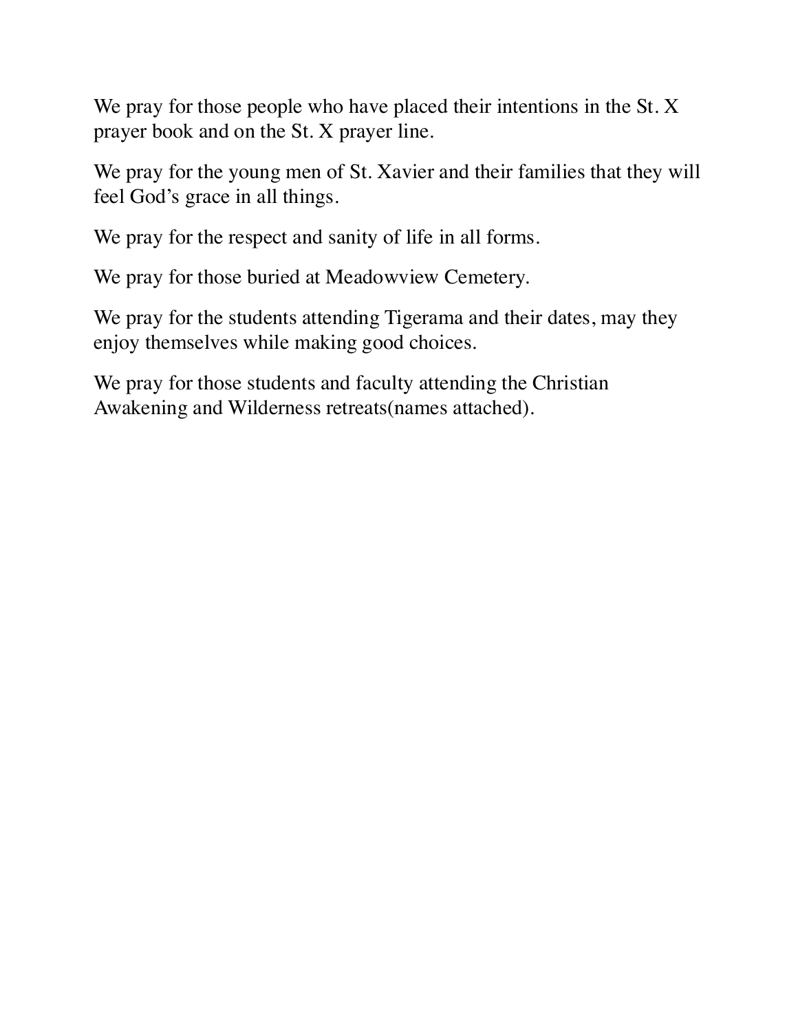We pray for those people who have placed their intentions in the St. X prayer book and on the St. X prayer line.

We pray for the young men of St. Xavier and their families that they will feel God's grace in all things.

We pray for the respect and sanity of life in all forms.

We pray for those buried at Meadowview Cemetery.

We pray for the students attending Tigerama and their dates, may they enjoy themselves while making good choices.

We pray for those students and faculty attending the Christian Awakening and Wilderness retreats(names attached).